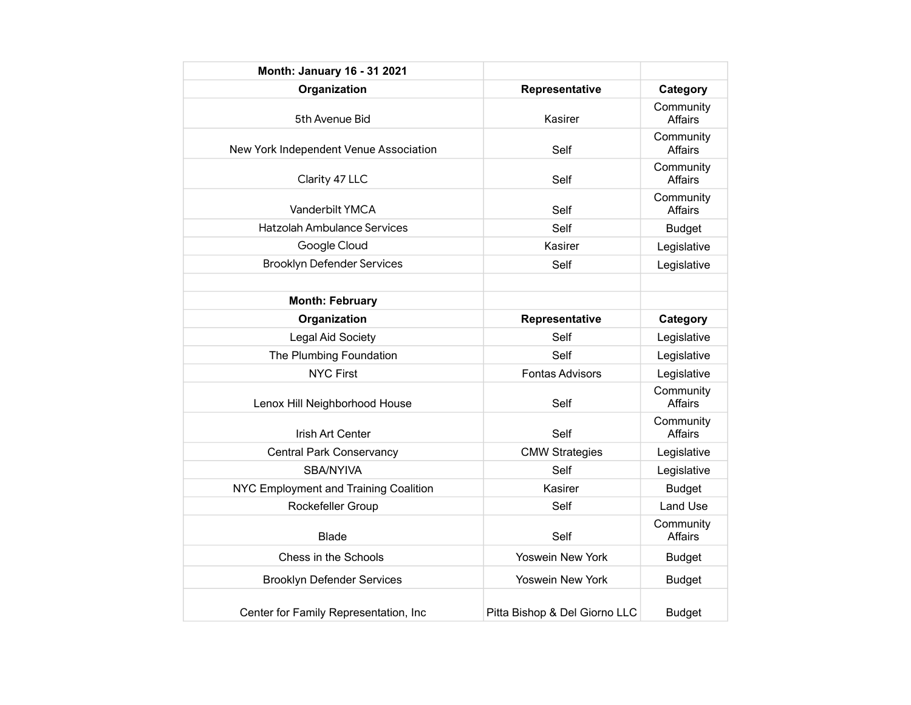| Month: January 16 - 31 2021 | | |
|---|---|---|
| **Organization** | **Representative** | **Category** |
| 5th Avenue Bid | Kasirer | Community Affairs |
| New York Independent Venue Association | Self | Community Affairs |
| Clarity 47 LLC | Self | Community Affairs |
| Vanderbilt YMCA | Self | Community Affairs |
| Hatzolah Ambulance Services | Self | Budget |
| Google Cloud | Kasirer | Legislative |
| Brooklyn Defender Services | Self | Legislative |
| | | |
| **Month: February** | | |
| **Organization** | **Representative** | **Category** |
| Legal Aid Society | Self | Legislative |
| The Plumbing Foundation | Self | Legislative |
| NYC First | Fontas Advisors | Legislative |
| Lenox Hill Neighborhood House | Self | Community Affairs |
| Irish Art Center | Self | Community Affairs |
| Central Park Conservancy | CMW Strategies | Legislative |
| SBA/NYIVA | Self | Legislative |
| NYC Employment and Training Coalition | Kasirer | Budget |
| Rockefeller Group | Self | Land Use |
| Blade | Self | Community Affairs |
| Chess in the Schools | Yoswein New York | Budget |
| Brooklyn Defender Services | Yoswein New York | Budget |
| Center for Family Representation, Inc | Pitta Bishop & Del Giorno LLC | Budget |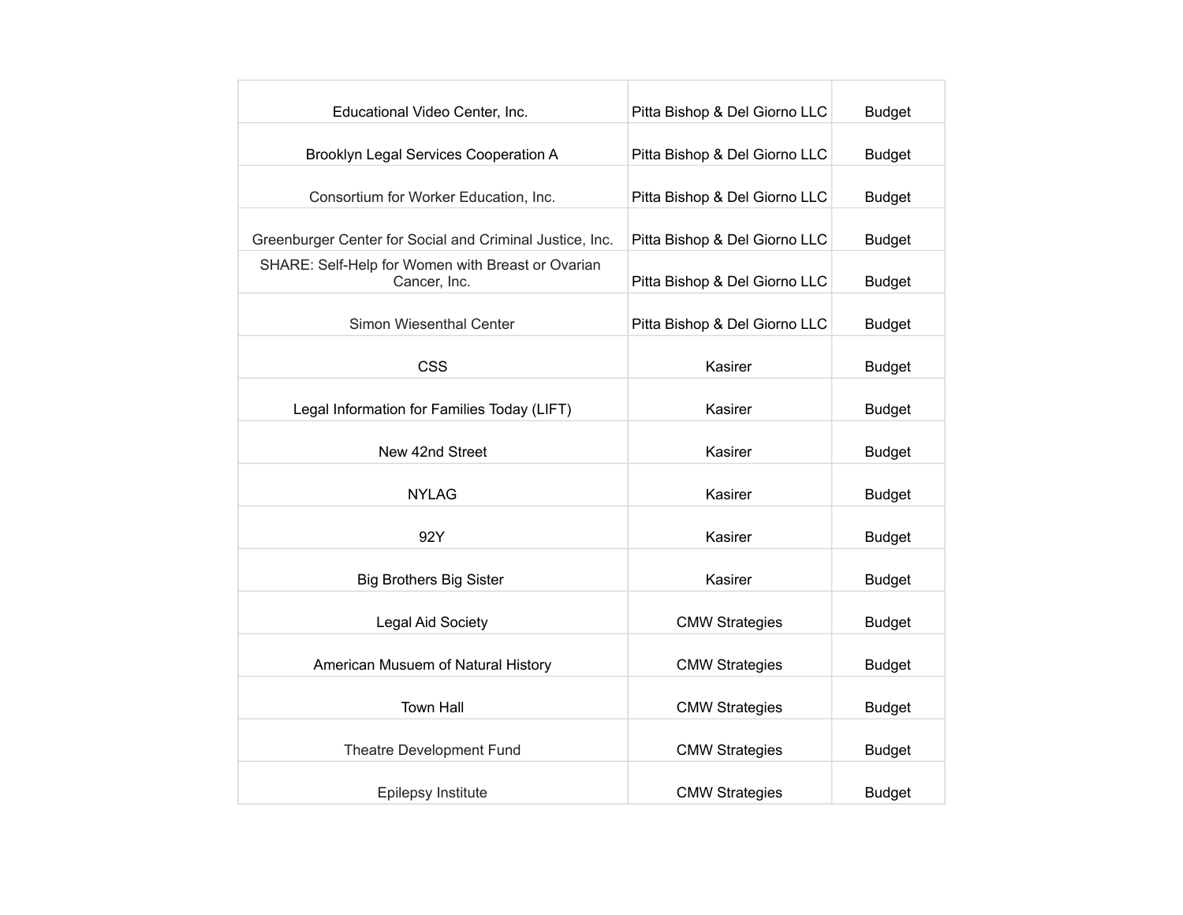| | | |
|---|---|---|
| Educational Video Center, Inc. | Pitta Bishop & Del Giorno LLC | Budget |
| Brooklyn Legal Services Cooperation A | Pitta Bishop & Del Giorno LLC | Budget |
| Consortium for Worker Education, Inc. | Pitta Bishop & Del Giorno LLC | Budget |
| Greenburger Center for Social and Criminal Justice, Inc. | Pitta Bishop & Del Giorno LLC | Budget |
| SHARE: Self-Help for Women with Breast or Ovarian Cancer, Inc. | Pitta Bishop & Del Giorno LLC | Budget |
| Simon Wiesenthal Center | Pitta Bishop & Del Giorno LLC | Budget |
| CSS | Kasirer | Budget |
| Legal Information for Families Today (LIFT) | Kasirer | Budget |
| New 42nd Street | Kasirer | Budget |
| NYLAG | Kasirer | Budget |
| 92Y | Kasirer | Budget |
| Big Brothers Big Sister | Kasirer | Budget |
| Legal Aid Society | CMW Strategies | Budget |
| American Musuem of Natural History | CMW Strategies | Budget |
| Town Hall | CMW Strategies | Budget |
| Theatre Development Fund | CMW Strategies | Budget |
| Epilepsy Institute | CMW Strategies | Budget |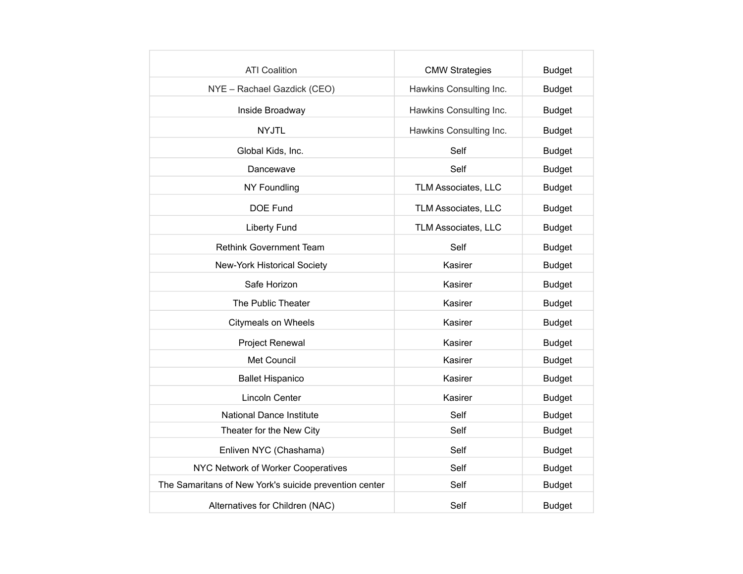| ATI Coalition | CMW Strategies | Budget |
|---|---|---|
| NYE – Rachael Gazdick (CEO) | Hawkins Consulting Inc. | Budget |
| Inside Broadway | Hawkins Consulting Inc. | Budget |
| NYJTL | Hawkins Consulting Inc. | Budget |
| Global Kids, Inc. | Self | Budget |
| Dancewave | Self | Budget |
| NY Foundling | TLM Associates, LLC | Budget |
| DOE Fund | TLM Associates, LLC | Budget |
| Liberty Fund | TLM Associates, LLC | Budget |
| Rethink Government Team | Self | Budget |
| New-York Historical Society | Kasirer | Budget |
| Safe Horizon | Kasirer | Budget |
| The Public Theater | Kasirer | Budget |
| Citymeals on Wheels | Kasirer | Budget |
| Project Renewal | Kasirer | Budget |
| Met Council | Kasirer | Budget |
| Ballet Hispanico | Kasirer | Budget |
| Lincoln Center | Kasirer | Budget |
| National Dance Institute | Self | Budget |
| Theater for the New City | Self | Budget |
| Enliven NYC (Chashama) | Self | Budget |
| NYC Network of Worker Cooperatives | Self | Budget |
| The Samaritans of New York's suicide prevention center | Self | Budget |
| Alternatives for Children (NAC) | Self | Budget |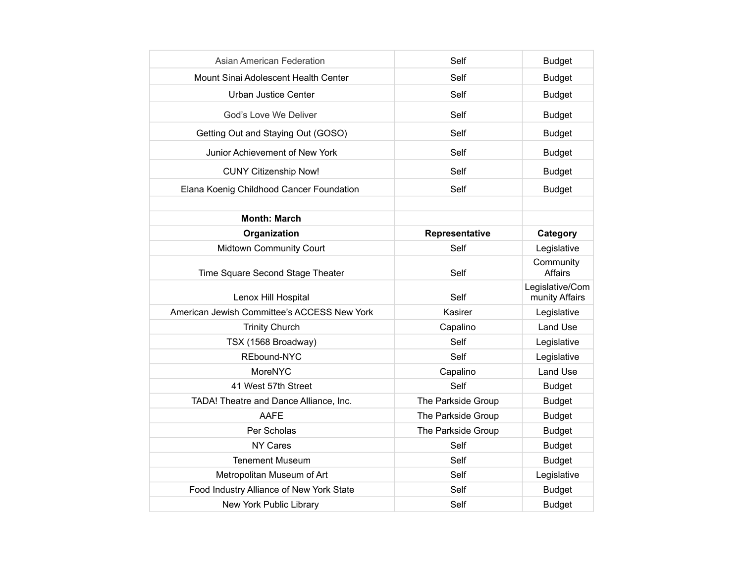| | | |
|---|---|---|
| Asian American Federation | Self | Budget |
| Mount Sinai Adolescent Health Center | Self | Budget |
| Urban Justice Center | Self | Budget |
| God's Love We Deliver | Self | Budget |
| Getting Out and Staying Out (GOSO) | Self | Budget |
| Junior Achievement of New York | Self | Budget |
| CUNY Citizenship Now! | Self | Budget |
| Elana Koenig Childhood Cancer Foundation | Self | Budget |
| | | |
| **Month: March** | | |
| **Organization** | **Representative** | **Category** |
| Midtown Community Court | Self | Legislative |
| Time Square Second Stage Theater | Self | Community Affairs |
| Lenox Hill Hospital | Self | Legislative/Community Affairs |
| American Jewish Committee's ACCESS New York | Kasirer | Legislative |
| Trinity Church | Capalino | Land Use |
| TSX (1568 Broadway) | Self | Legislative |
| REbound-NYC | Self | Legislative |
| MoreNYC | Capalino | Land Use |
| 41 West 57th Street | Self | Budget |
| TADA! Theatre and Dance Alliance, Inc. | The Parkside Group | Budget |
| AAFE | The Parkside Group | Budget |
| Per Scholas | The Parkside Group | Budget |
| NY Cares | Self | Budget |
| Tenement Museum | Self | Budget |
| Metropolitan Museum of Art | Self | Legislative |
| Food Industry Alliance of New York State | Self | Budget |
| New York Public Library | Self | Budget |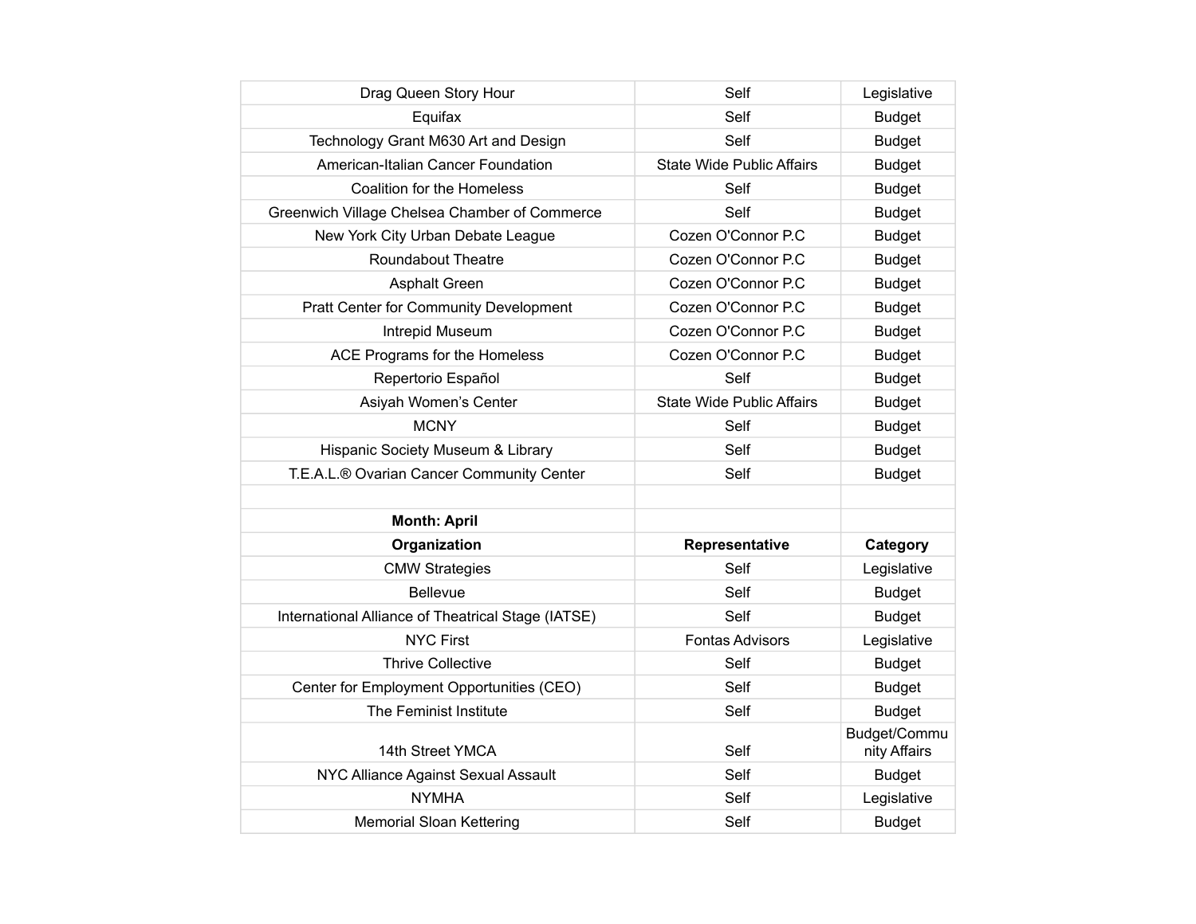| | | |
|---|---|---|
| Drag Queen Story Hour | Self | Legislative |
| Equifax | Self | Budget |
| Technology Grant M630 Art and Design | Self | Budget |
| American-Italian Cancer Foundation | State Wide Public Affairs | Budget |
| Coalition for the Homeless | Self | Budget |
| Greenwich Village Chelsea Chamber of Commerce | Self | Budget |
| New York City Urban Debate League | Cozen O'Connor P.C | Budget |
| Roundabout Theatre | Cozen O'Connor P.C | Budget |
| Asphalt Green | Cozen O'Connor P.C | Budget |
| Pratt Center for Community Development | Cozen O'Connor P.C | Budget |
| Intrepid Museum | Cozen O'Connor P.C | Budget |
| ACE Programs for the Homeless | Cozen O'Connor P.C | Budget |
| Repertorio Español | Self | Budget |
| Asiyah Women's Center | State Wide Public Affairs | Budget |
| MCNY | Self | Budget |
| Hispanic Society Museum & Library | Self | Budget |
| T.E.A.L.® Ovarian Cancer Community Center | Self | Budget |
| | | |
| **Month: April** | | |
| **Organization** | **Representative** | **Category** |
| CMW Strategies | Self | Legislative |
| Bellevue | Self | Budget |
| International Alliance of Theatrical Stage (IATSE) | Self | Budget |
| NYC First | Fontas Advisors | Legislative |
| Thrive Collective | Self | Budget |
| Center for Employment Opportunities (CEO) | Self | Budget |
| The Feminist Institute | Self | Budget |
| 14th Street YMCA | Self | Budget/Community Affairs |
| NYC Alliance Against Sexual Assault | Self | Budget |
| NYMHA | Self | Legislative |
| Memorial Sloan Kettering | Self | Budget |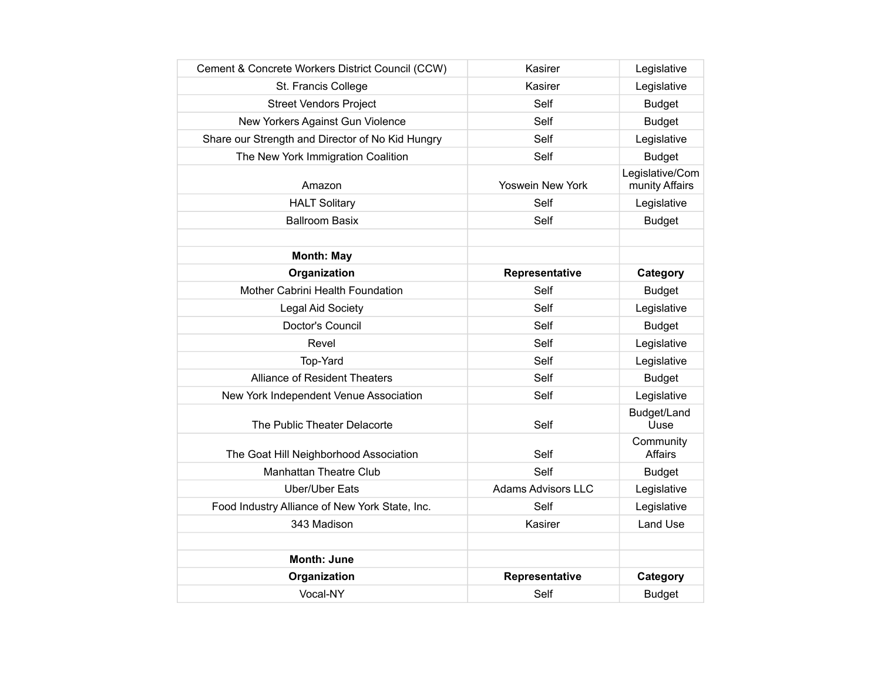| | | |
|---|---|---|
| Cement & Concrete Workers District Council (CCW) | Kasirer | Legislative |
| St. Francis College | Kasirer | Legislative |
| Street Vendors Project | Self | Budget |
| New Yorkers Against Gun Violence | Self | Budget |
| Share our Strength and Director of No Kid Hungry | Self | Legislative |
| The New York Immigration Coalition | Self | Budget |
| Amazon | Yoswein New York | Legislative/Community Affairs |
| HALT Solitary | Self | Legislative |
| Ballroom Basix | Self | Budget |
| | | |
| **Month: May** | | |
| **Organization** | **Representative** | **Category** |
| Mother Cabrini Health Foundation | Self | Budget |
| Legal Aid Society | Self | Legislative |
| Doctor's Council | Self | Budget |
| Revel | Self | Legislative |
| Top-Yard | Self | Legislative |
| Alliance of Resident Theaters | Self | Budget |
| New York Independent Venue Association | Self | Legislative |
| The Public Theater Delacorte | Self | Budget/Land Uuse |
| The Goat Hill Neighborhood Association | Self | Community Affairs |
| Manhattan Theatre Club | Self | Budget |
| Uber/Uber Eats | Adams Advisors LLC | Legislative |
| Food Industry Alliance of New York State, Inc. | Self | Legislative |
| 343 Madison | Kasirer | Land Use |
| | | |
| **Month: June** | | |
| **Organization** | **Representative** | **Category** |
| Vocal-NY | Self | Budget |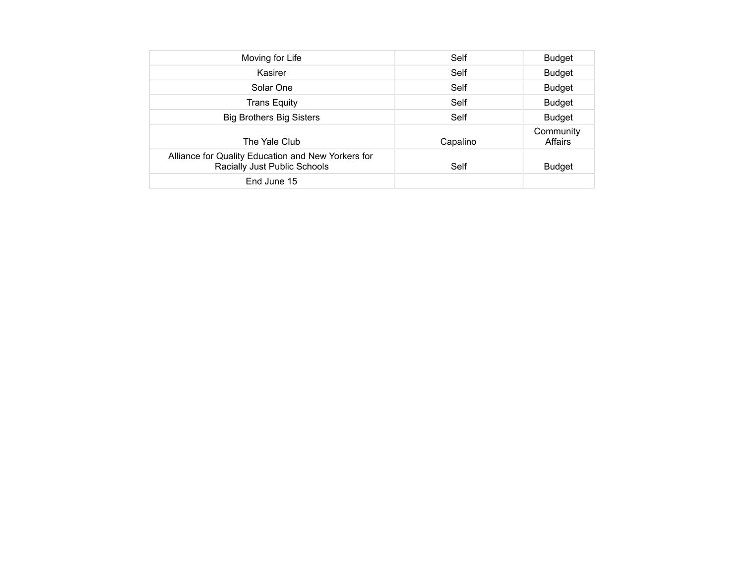| | | |
|---|---|---|
| Moving for Life | Self | Budget |
| Kasirer | Self | Budget |
| Solar One | Self | Budget |
| Trans Equity | Self | Budget |
| Big Brothers Big Sisters | Self | Budget |
| The Yale Club | Capalino | Community Affairs |
| Alliance for Quality Education and New Yorkers for Racially Just Public Schools | Self | Budget |
| End June 15 | | |